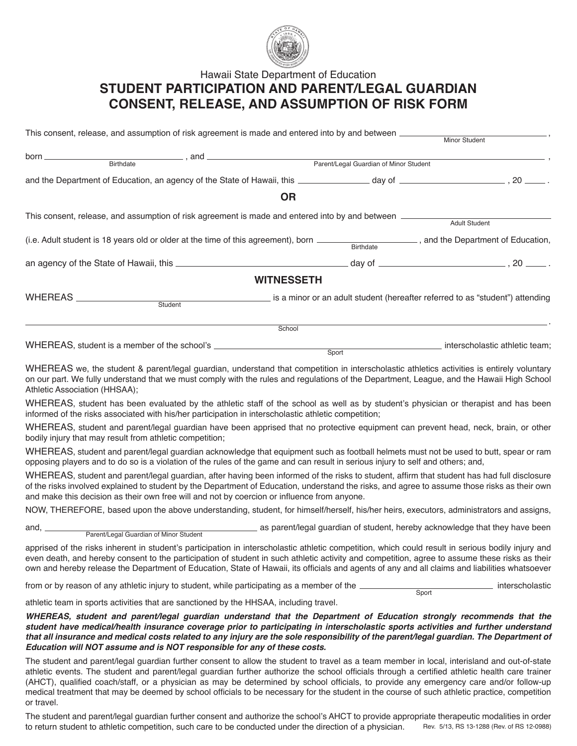Hawaii State Department of Education

# STUDENT PARTICIPATION AND PARENT/LEGAL GUARDIAN CONSENT, RELEASE, AND ASSUMPTION OF RISK FORM

This consent, release, and assumption of risk agreement is made and entered into by and between ______________________ (Minor Student),

born ______________________ (Birthdate), and ______________________ (Parent/Legal Guardian of Minor Student),

and the Department of Education, an agency of the State of Hawaii, this __________ day of ______________________, 20 ____.

**OR**

This consent, release, and assumption of risk agreement is made and entered into by and between ______________________ (Adult Student)

(i.e. Adult student is 18 years old or older at the time of this agreement), born ______________________ (Birthdate), and the Department of Education,

an agency of the State of Hawaii, this ______________________ day of ______________________, 20 ____.

## WITNESSETH

WHEREAS ______________________ (Student) is a minor or an adult student (hereafter referred to as "student") attending

______________________ (School).

WHEREAS, student is a member of the school's ______________________ (Sport) interscholastic athletic team;

WHEREAS we, the student & parent/legal guardian, understand that competition in interscholastic athletics activities is entirely voluntary on our part. We fully understand that we must comply with the rules and regulations of the Department, League, and the Hawaii High School Athletic Association (HHSAA);

WHEREAS, student has been evaluated by the athletic staff of the school as well as by student's physician or therapist and has been informed of the risks associated with his/her participation in interscholastic athletic competition;

WHEREAS, student and parent/legal guardian have been apprised that no protective equipment can prevent head, neck, brain, or other bodily injury that may result from athletic competition;

WHEREAS, student and parent/legal guardian acknowledge that equipment such as football helmets must not be used to butt, spear or ram opposing players and to do so is a violation of the rules of the game and can result in serious injury to self and others; and,

WHEREAS, student and parent/legal guardian, after having been informed of the risks to student, affirm that student has had full disclosure of the risks involved explained to student by the Department of Education, understand the risks, and agree to assume those risks as their own and make this decision as their own free will and not by coercion or influence from anyone.

NOW, THEREFORE, based upon the above understanding, student, for himself/herself, his/her heirs, executors, administrators and assigns,

and, ______________________ (Parent/Legal Guardian of Minor Student) as parent/legal guardian of student, hereby acknowledge that they have been apprised of the risks inherent in student's participation in interscholastic athletic competition, which could result in serious bodily injury and even death, and hereby consent to the participation of student in such athletic activity and competition, agree to assume these risks as their own and hereby release the Department of Education, State of Hawaii, its officials and agents of any and all claims and liabilities whatsoever from or by reason of any athletic injury to student, while participating as a member of the ______________________ (Sport) interscholastic athletic team in sports activities that are sanctioned by the HHSAA, including travel.

***WHEREAS, student and parent/legal guardian understand that the Department of Education strongly recommends that the student have medical/health insurance coverage prior to participating in interscholastic sports activities and further understand that all insurance and medical costs related to any injury are the sole responsibility of the parent/legal guardian. The Department of Education will NOT assume and is NOT responsible for any of these costs.***

The student and parent/legal guardian further consent to allow the student to travel as a team member in local, interisland and out-of-state athletic events. The student and parent/legal guardian further authorize the school officials through a certified athletic health care trainer (AHCT), qualified coach/staff, or a physician as may be determined by school officials, to provide any emergency care and/or follow-up medical treatment that may be deemed by school officials to be necessary for the student in the course of such athletic practice, competition or travel.

The student and parent/legal guardian further consent and authorize the school's AHCT to provide appropriate therapeutic modalities in order to return student to athletic competition, such care to be conducted under the direction of a physician.

Rev. 5/13, RS 13-1288 (Rev. of RS 12-0988)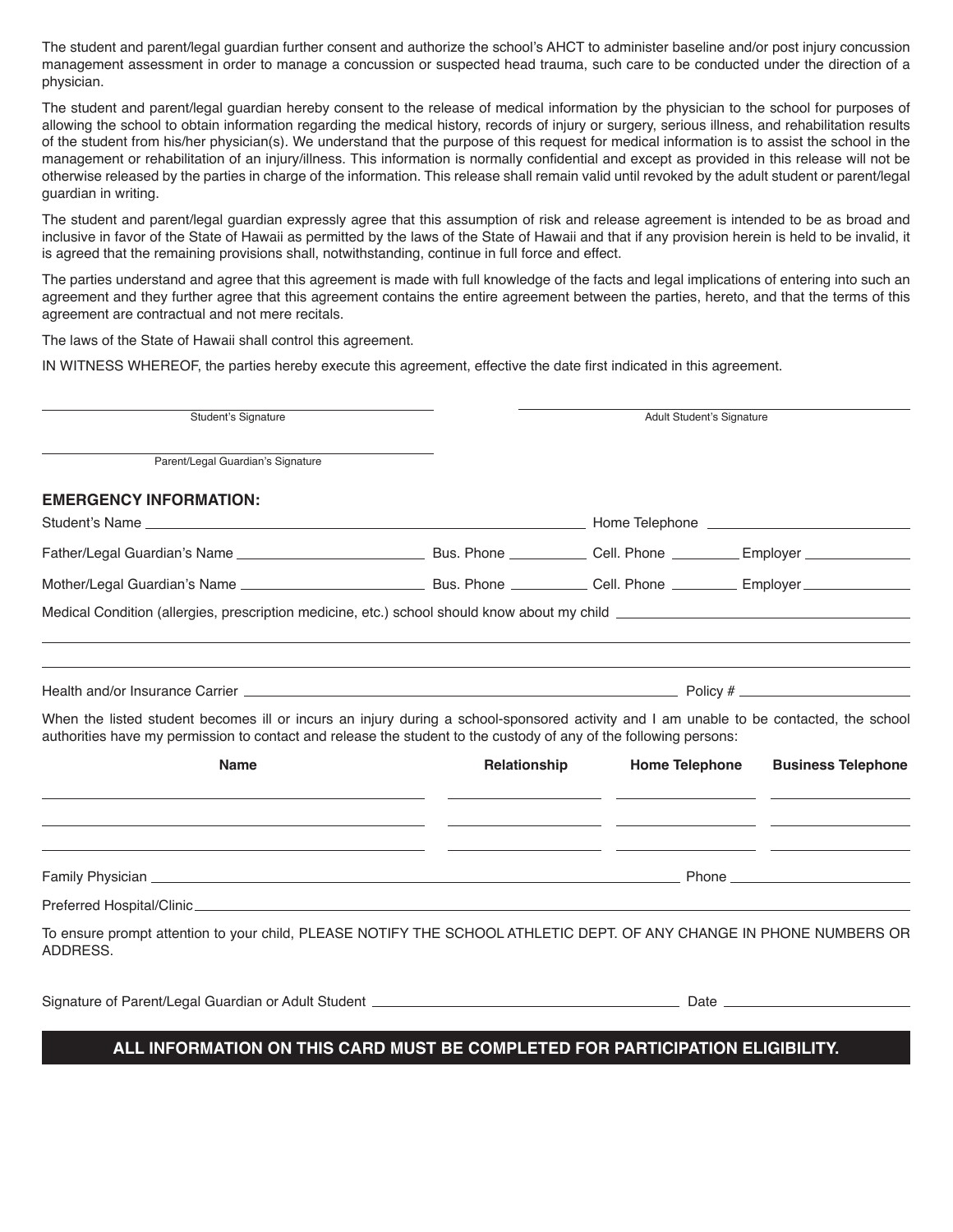The student and parent/legal guardian further consent and authorize the school's AHCT to administer baseline and/or post injury concussion management assessment in order to manage a concussion or suspected head trauma, such care to be conducted under the direction of a physician.

The student and parent/legal guardian hereby consent to the release of medical information by the physician to the school for purposes of allowing the school to obtain information regarding the medical history, records of injury or surgery, serious illness, and rehabilitation results of the student from his/her physician(s). We understand that the purpose of this request for medical information is to assist the school in the management or rehabilitation of an injury/illness. This information is normally confidential and except as provided in this release will not be otherwise released by the parties in charge of the information. This release shall remain valid until revoked by the adult student or parent/legal guardian in writing.

The student and parent/legal guardian expressly agree that this assumption of risk and release agreement is intended to be as broad and inclusive in favor of the State of Hawaii as permitted by the laws of the State of Hawaii and that if any provision herein is held to be invalid, it is agreed that the remaining provisions shall, notwithstanding, continue in full force and effect.

The parties understand and agree that this agreement is made with full knowledge of the facts and legal implications of entering into such an agreement and they further agree that this agreement contains the entire agreement between the parties, hereto, and that the terms of this agreement are contractual and not mere recitals.

The laws of the State of Hawaii shall control this agreement.

IN WITNESS WHEREOF, the parties hereby execute this agreement, effective the date first indicated in this agreement.

______________________________ Student's Signature

______________________________ Adult Student's Signature

______________________________ Parent/Legal Guardian's Signature

**EMERGENCY INFORMATION:**

Student's Name ______________________________ Home Telephone ______________

Father/Legal Guardian's Name ______________ Bus. Phone ________ Cell. Phone ________ Employer ________

Mother/Legal Guardian's Name ______________ Bus. Phone ________ Cell. Phone ________ Employer ________

Medical Condition (allergies, prescription medicine, etc.) school should know about my child ______________________________

______________________________________________________________

______________________________________________________________

Health and/or Insurance Carrier ______________________________ Policy # ______________

When the listed student becomes ill or incurs an injury during a school-sponsored activity and I am unable to be contacted, the school authorities have my permission to contact and release the student to the custody of any of the following persons:

| Name | Relationship | Home Telephone | Business Telephone |
|---|---|---|---|
| | | | |
| | | | |
| | | | |

Family Physician ______________________________ Phone ______________

Preferred Hospital/Clinic ______________________________

To ensure prompt attention to your child, PLEASE NOTIFY THE SCHOOL ATHLETIC DEPT. OF ANY CHANGE IN PHONE NUMBERS OR ADDRESS.

Signature of Parent/Legal Guardian or Adult Student ______________________________ Date ______________

**ALL INFORMATION ON THIS CARD MUST BE COMPLETED FOR PARTICIPATION ELIGIBILITY.**